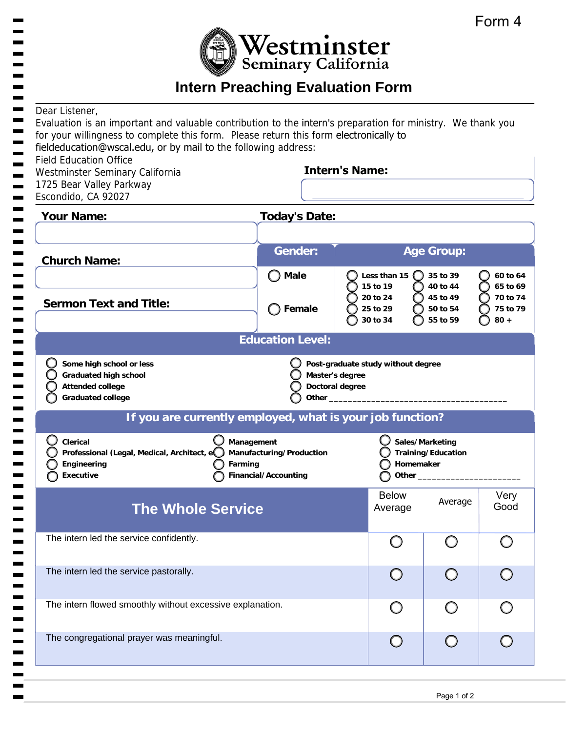Form 4

# Westminster Seminary California

## Intern Preaching Evaluation Form

Dear Listener,

Evaluation is an important and valuable contribution to the intern's preparation for ministry. We thank you for your willingness to complete this form. Please return this form electronically to fieldeducation@wscal.edu, or by mail to the following address:

Field Education Office
Westminster Seminary California
1725 Bear Valley Parkway
Escondido, CA 92027

**Intern's Name:**

**Your Name:**

**Today's Date:**

**Church Name:**

**Sermon Text and Title:**

**Gender:**

- ◯ Male
- ◯ Female

**Age Group:**

- ◯ Less than 15
- ◯ 15 to 19
- ◯ 20 to 24
- ◯ 25 to 29
- ◯ 30 to 34
- ◯ 35 to 39
- ◯ 40 to 44
- ◯ 45 to 49
- ◯ 50 to 54
- ◯ 55 to 59
- ◯ 60 to 64
- ◯ 65 to 69
- ◯ 70 to 74
- ◯ 75 to 79
- ◯ 80 +

### Education Level:

- ◯ Some high school or less
- ◯ Graduated high school
- ◯ Attended college
- ◯ Graduated college
- ◯ Post-graduate study without degree
- ◯ Master's degree
- ◯ Doctoral degree
- ◯ Other ______________________________________

### If you are currently employed, what is your job function?

- ◯ Clerical
- ◯ Professional (Legal, Medical, Architect, e
- ◯ Engineering
- ◯ Executive
- ◯ Management
- ◯ Manufacturing/Production
- ◯ Farming
- ◯ Financial/Accounting
- ◯ Sales/Marketing
- ◯ Training/Education
- ◯ Homemaker
- ◯ Other ______________________

| The Whole Service | Below Average | Average | Very Good |
|---|---|---|---|
| The intern led the service confidently. | ◯ | ◯ | ◯ |
| The intern led the service pastorally. | ◯ | ◯ | ◯ |
| The intern flowed smoothly without excessive explanation. | ◯ | ◯ | ◯ |
| The congregational prayer was meaningful. | ◯ | ◯ | ◯ |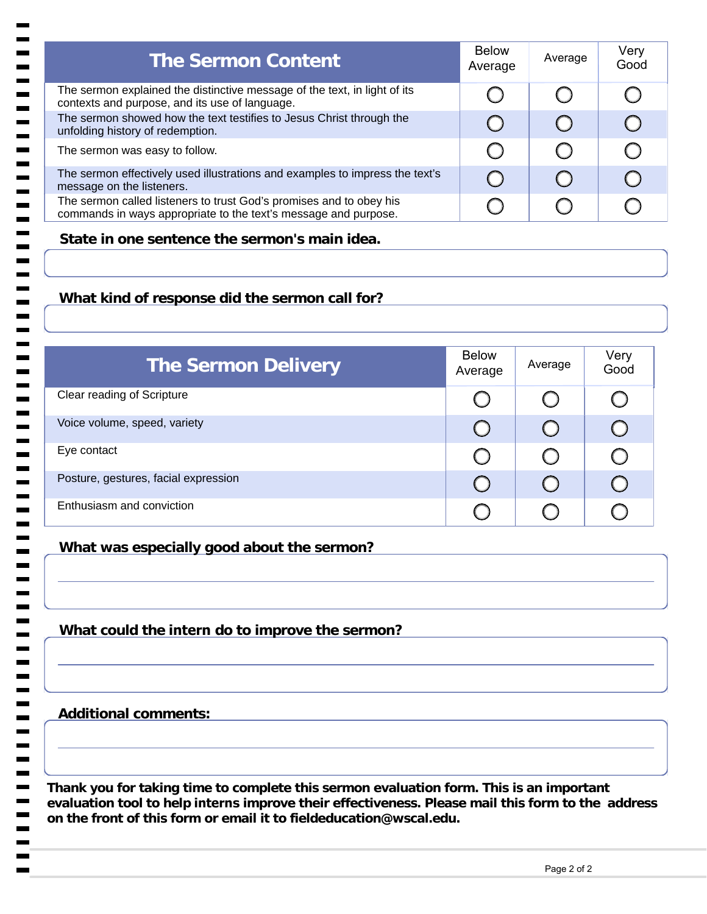| The Sermon Content | Below Average | Average | Very Good |
|---|---|---|---|
| The sermon explained the distinctive message of the text, in light of its contexts and purpose, and its use of language. | ◯ | ◯ | ◯ |
| The sermon showed how the text testifies to Jesus Christ through the unfolding history of redemption. | ◯ | ◯ | ◯ |
| The sermon was easy to follow. | ◯ | ◯ | ◯ |
| The sermon effectively used illustrations and examples to impress the text's message on the listeners. | ◯ | ◯ | ◯ |
| The sermon called listeners to trust God's promises and to obey his commands in ways appropriate to the text's message and purpose. | ◯ | ◯ | ◯ |

**State in one sentence the sermon's main idea.**

**What kind of response did the sermon call for?**

| The Sermon Delivery | Below Average | Average | Very Good |
|---|---|---|---|
| Clear reading of Scripture | ◯ | ◯ | ◯ |
| Voice volume, speed, variety | ◯ | ◯ | ◯ |
| Eye contact | ◯ | ◯ | ◯ |
| Posture, gestures, facial expression | ◯ | ◯ | ◯ |
| Enthusiasm and conviction | ◯ | ◯ | ◯ |

**What was especially good about the sermon?**

**What could the intern do to improve the sermon?**

**Additional comments:**

**Thank you for taking time to complete this sermon evaluation form. This is an important evaluation tool to help interns improve their effectiveness. Please mail this form to the address on the front of this form or email it to fieldeducation@wscal.edu.**